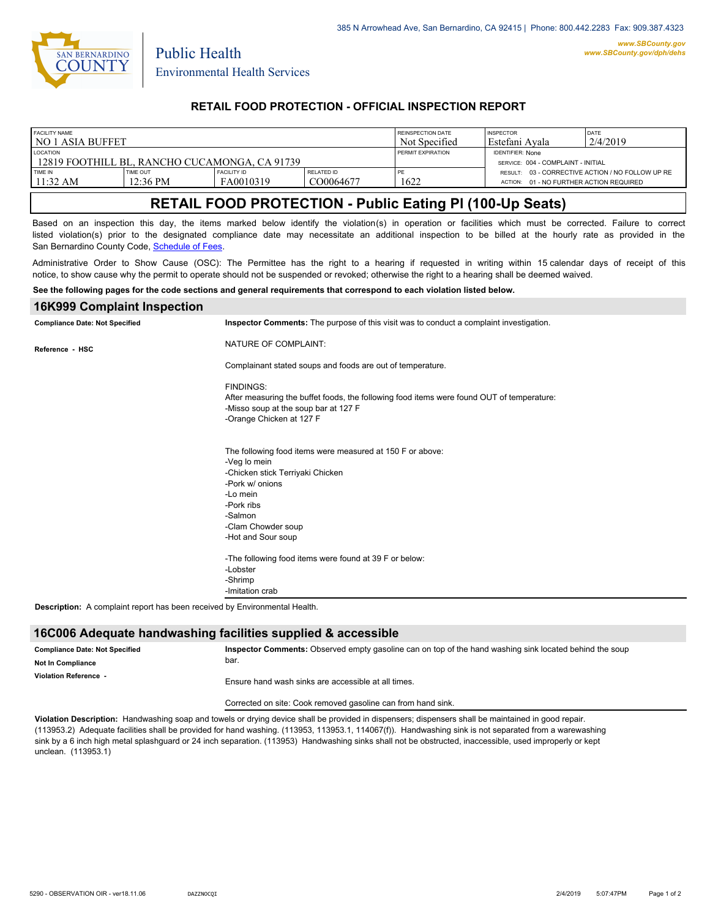385 N Arrowhead Ave, San Bernardino, CA 92415 | Phone: 800.442.2283 Fax: 909.387.4323

www.SBCounty.gov
www.SBCounty.gov/dph/dehs

San Bernardino County
Public Health
Environmental Health Services

## RETAIL FOOD PROTECTION - OFFICIAL INSPECTION REPORT

| FACILITY NAME | | | | REINSPECTION DATE | INSPECTOR | DATE |
|---|---|---|---|---|---|---|
| NO 1 ASIA BUFFET | | | | Not Specified | Estefani Ayala | 2/4/2019 |
| LOCATION | | | | PERMIT EXPIRATION | IDENTIFIER: None | |
| 12819 FOOTHILL BL, RANCHO CUCAMONGA, CA 91739 | | | | | SERVICE: 004 - COMPLAINT - INITIAL | |
| TIME IN | TIME OUT | FACILITY ID | RELATED ID | PE | RESULT: 03 - CORRECTIVE ACTION / NO FOLLOW UP RE | |
| 11:32 AM | 12:36 PM | FA0010319 | CO0064677 | 1622 | ACTION: 01 - NO FURTHER ACTION REQUIRED | |

# RETAIL FOOD PROTECTION - Public Eating Pl (100-Up Seats)

Based on an inspection this day, the items marked below identify the violation(s) in operation or facilities which must be corrected. Failure to correct listed violation(s) prior to the designated compliance date may necessitate an additional inspection to be billed at the hourly rate as provided in the San Bernardino County Code, Schedule of Fees.

Administrative Order to Show Cause (OSC): The Permittee has the right to a hearing if requested in writing within 15 calendar days of receipt of this notice, to show cause why the permit to operate should not be suspended or revoked; otherwise the right to a hearing shall be deemed waived.

**See the following pages for the code sections and general requirements that correspond to each violation listed below.**

## 16K999 Complaint Inspection

**Compliance Date: Not Specified**

**Reference - HSC**

**Inspector Comments:** The purpose of this visit was to conduct a complaint investigation.

NATURE OF COMPLAINT:

Complainant stated soups and foods are out of temperature.

FINDINGS:
After measuring the buffet foods, the following food items were found OUT of temperature:
-Misso soup at the soup bar at 127 F
-Orange Chicken at 127 F

The following food items were measured at 150 F or above:
-Veg lo mein
-Chicken stick Terriyaki Chicken
-Pork w/ onions
-Lo mein
-Pork ribs
-Salmon
-Clam Chowder soup
-Hot and Sour soup

-The following food items were found at 39 F or below:
-Lobster
-Shrimp
-Imitation crab

**Description:** A complaint report has been received by Environmental Health.

## 16C006 Adequate handwashing facilities supplied & accessible

**Compliance Date: Not Specified**

**Not In Compliance**

**Violation Reference -**

**Inspector Comments:** Observed empty gasoline can on top of the hand washing sink located behind the soup bar.

Ensure hand wash sinks are accessible at all times.

Corrected on site: Cook removed gasoline can from hand sink.

**Violation Description:** Handwashing soap and towels or drying device shall be provided in dispensers; dispensers shall be maintained in good repair. (113953.2) Adequate facilities shall be provided for hand washing. (113953, 113953.1, 114067(f)). Handwashing sink is not separated from a warewashing sink by a 6 inch high metal splashguard or 24 inch separation. (113953) Handwashing sinks shall not be obstructed, inaccessible, used improperly or kept unclean. (113953.1)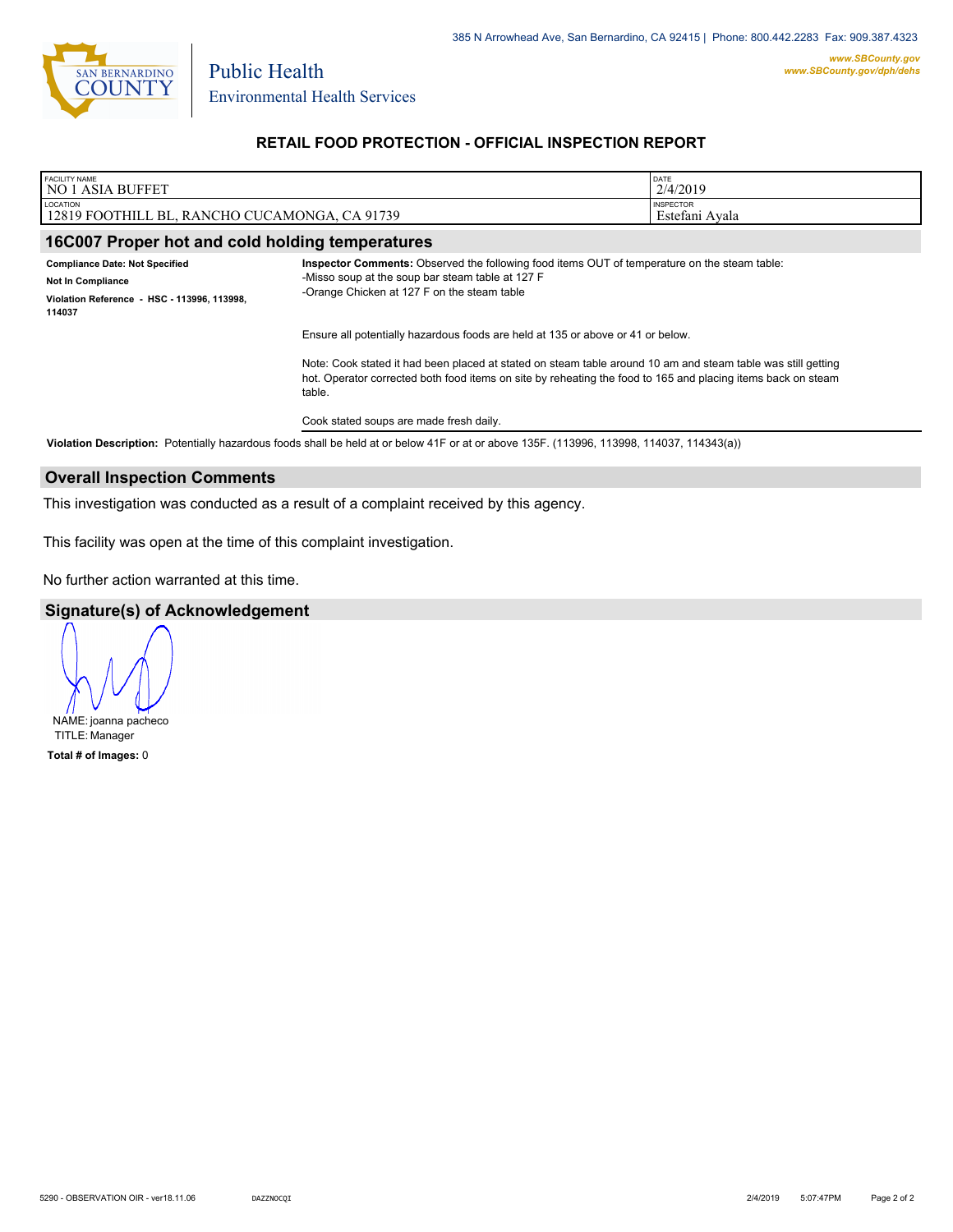385 N Arrowhead Ave, San Bernardino, CA 92415 | Phone: 800.442.2283 Fax: 909.387.4323

www.SBCounty.gov
www.SBCounty.gov/dph/dehs

Public Health
Environmental Health Services

## RETAIL FOOD PROTECTION - OFFICIAL INSPECTION REPORT

| | |
|---|---|
| FACILITY NAME<br>NO 1 ASIA BUFFET | DATE<br>2/4/2019 |
| LOCATION<br>12819 FOOTHILL BL, RANCHO CUCAMONGA, CA 91739 | INSPECTOR<br>Estefani Ayala |

## 16C007 Proper hot and cold holding temperatures

**Compliance Date: Not Specified**

**Not In Compliance**

**Violation Reference - HSC - 113996, 113998, 114037**

**Inspector Comments:** Observed the following food items OUT of temperature on the steam table:
-Misso soup at the soup bar steam table at 127 F
-Orange Chicken at 127 F on the steam table

Ensure all potentially hazardous foods are held at 135 or above or 41 or below.

Note: Cook stated it had been placed at stated on steam table around 10 am and steam table was still getting hot. Operator corrected both food items on site by reheating the food to 165 and placing items back on steam table.

Cook stated soups are made fresh daily.

**Violation Description:** Potentially hazardous foods shall be held at or below 41F or at or above 135F. (113996, 113998, 114037, 114343(a))

## Overall Inspection Comments

This investigation was conducted as a result of a complaint received by this agency.

This facility was open at the time of this complaint investigation.

No further action warranted at this time.

## Signature(s) of Acknowledgement

NAME: joanna pacheco
TITLE: Manager

**Total # of Images:** 0

5290 - OBSERVATION OIR - ver18.11.06 DAZZNOCQI 2/4/2019 5:07:47PM